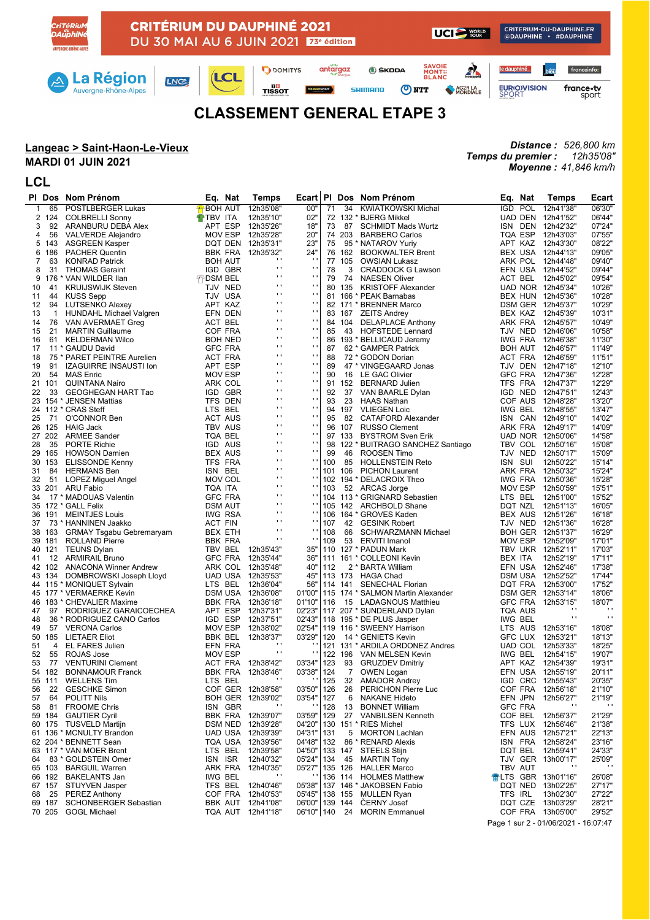CRITÉRIUM DU DAUPHINÉ 2021

DU 30 MAI AU 6 JUIN 2021 73e édition

# CLASSEMENT GENERAL ETAPE 3

**Langeac > Saint-Haon-Le-Vieux**

**MARDI 01 JUIN 2021**

***Distance :*** *526,800 km*
***Temps du premier :*** *12h35'08"*
***Moyenne :*** *41,846 km/h*

## LCL

| Pl | Dos | Nom Prénom | Eq. | Nat | Temps | Ecart |
|---|---|---|---|---|---|---|
| 1 | 65 | POSTLBERGER Lukas | BOH | AUT | 12h35'08" | 00" |
| 2 | 124 | COLBRELLI Sonny | TBV | ITA | 12h35'10" | 02" |
| 3 | 92 | ARANBURU DEBA Alex | APT | ESP | 12h35'26" | 18" |
| 4 | 56 | VALVERDE Alejandro | MOV | ESP | 12h35'28" | 20" |
| 5 | 143 | ASGREEN Kasper | DQT | DEN | 12h35'31" | 23" |
| 6 | 186 | PACHER Quentin | BBK | FRA | 12h35'32" | 24" |
| 7 | 63 | KONRAD Patrick | BOH | AUT | '' | '' |
| 8 | 31 | THOMAS Geraint | IGD | GBR | '' | '' |
| 9 | 176 * | VAN WILDER Ilan | DSM | BEL | '' | '' |
| 10 | 41 | KRUIJSWIJK Steven | TJV | NED | '' | '' |
| 11 | 44 | KUSS Sepp | TJV | USA | '' | '' |
| 12 | 94 | LUTSENKO Alexey | APT | KAZ | '' | '' |
| 13 | 1 | HUNDAHL Michael Valgren | EFN | DEN | '' | '' |
| 14 | 76 | VAN AVERMAET Greg | ACT | BEL | '' | '' |
| 15 | 21 | MARTIN Guillaume | COF | FRA | '' | '' |
| 16 | 61 | KELDERMAN Wilco | BOH | NED | '' | '' |
| 17 | 11 * | GAUDU David | GFC | FRA | '' | '' |
| 18 | 75 * | PARET PEINTRE Aurelien | ACT | FRA | '' | '' |
| 19 | 91 | IZAGUIRRE INSAUSTI Ion | APT | ESP | '' | '' |
| 20 | 54 | MAS Enric | MOV | ESP | '' | '' |
| 21 | 101 | QUINTANA Nairo | ARK | COL | '' | '' |
| 22 | 33 | GEOGHEGAN HART Tao | IGD | GBR | '' | '' |
| 23 | 154 * | JENSEN Mattias | TFS | DEN | '' | '' |
| 24 | 112 * | CRAS Steff | LTS | BEL | '' | '' |
| 25 | 71 | O'CONNOR Ben | ACT | AUS | '' | '' |
| 26 | 125 | HAIG Jack | TBV | AUS | '' | '' |
| 27 | 202 | ARMEE Sander | TQA | BEL | '' | '' |
| 28 | 35 | PORTE Richie | IGD | AUS | '' | '' |
| 29 | 165 | HOWSON Damien | BEX | AUS | '' | '' |
| 30 | 153 | ELISSONDE Kenny | TFS | FRA | '' | '' |
| 31 | 84 | HERMANS Ben | ISN | BEL | '' | '' |
| 32 | 51 | LOPEZ Miguel Angel | MOV | COL | '' | '' |
| 33 | 201 | ARU Fabio | TQA | ITA | '' | '' |
| 34 | 17 * | MADOUAS Valentin | GFC | FRA | '' | '' |
| 35 | 172 * | GALL Felix | DSM | AUT | '' | '' |
| 36 | 191 | MEINTJES Louis | IWG | RSA | '' | '' |
| 37 | 73 * | HANNINEN Jaakko | ACT | FIN | '' | '' |
| 38 | 163 | GRMAY Tsgabu Gebremaryam | BEX | ETH | '' | '' |
| 39 | 181 | ROLLAND Pierre | BBK | FRA | '' | '' |
| 40 | 121 | TEUNS Dylan | TBV | BEL | 12h35'43" | 35" |
| 41 | 12 | ARMIRAIL Bruno | GFC | FRA | 12h35'44" | 36" |
| 42 | 102 | ANACONA Winner Andrew | ARK | COL | 12h35'48" | 40" |
| 43 | 134 | DOMBROWSKI Joseph Lloyd | UAD | USA | 12h35'53" | 45" |
| 44 | 115 * | MONIQUET Sylvain | LTS | BEL | 12h36'04" | 56" |
| 45 | 177 * | VERMAERKE Kevin | DSM | USA | 12h36'08" | 01'00" |
| 46 | 183 * | CHEVALIER Maxime | BBK | FRA | 12h36'18" | 01'10" |
| 47 | 97 | RODRIGUEZ GARAICOECHEA | APT | ESP | 12h37'31" | 02'23" |
| 48 | 36 * | RODRIGUEZ CANO Carlos | IGD | ESP | 12h37'51" | 02'43" |
| 49 | 57 | VERONA Carlos | MOV | ESP | 12h38'02" | 02'54" |
| 50 | 185 | LIETAER Eliot | BBK | BEL | 12h38'37" | 03'29" |
| 51 | 4 | EL FARES Julien | EFN | FRA | '' | '' |
| 52 | 55 | ROJAS José | MOV | ESP | '' | '' |
| 53 | 77 | VENTURINI Clement | ACT | FRA | 12h38'42" | 03'34" |
| 54 | 182 | BONNAMOUR Franck | BBK | FRA | 12h38'46" | 03'38" |
| 55 | 111 | WELLENS Tim | LTS | BEL | '' | '' |
| 56 | 22 | GESCHKE Simon | COF | GER | 12h38'58" | 03'50" |
| 57 | 64 | POLITT Nils | BOH | GER | 12h39'02" | 03'54" |
| 58 | 81 | FROOME Chris | ISN | GBR | '' | '' |
| 59 | 184 | GAUTIER Cyril | BBK | FRA | 12h39'07" | 03'59" |
| 60 | 175 | TUSVELD Martijn | DSM | NED | 12h39'28" | 04'20" |
| 61 | 136 * | MCNULTY Brandon | UAD | USA | 12h39'39" | 04'31" |
| 62 | 204 * | BENNETT Sean | TQA | USA | 12h39'56" | 04'48" |
| 63 | 117 * | VAN MOER Brent | LTS | BEL | 12h39'58" | 04'50" |
| 64 | 83 * | GOLDSTEIN Omer | ISN | ISR | 12h40'32" | 05'24" |
| 65 | 103 | BARGUIL Warren | ARK | FRA | 12h40'35" | 05'27" |
| 66 | 192 | BAKELANTS Jan | IWG | BEL | '' | '' |
| 67 | 157 | STUYVEN Jasper | TFS | BEL | 12h40'46" | 05'38" |
| 68 | 25 | PEREZ Anthony | COF | FRA | 12h40'53" | 05'45" |
| 69 | 187 | SCHONBERGER Sebastian | BBK | AUT | 12h41'08" | 06'00" |
| 70 | 205 | GOGL Michael | TQA | AUT | 12h41'18" | 06'10" |
| 71 | 34 | KWIATKOWSKI Michal | IGD | POL | 12h41'38" | 06'30" |
| 72 | 132 * | BJERG Mikkel | UAD | DEN | 12h41'52" | 06'44" |
| 73 | 87 | SCHMIDT Mads Wurtz | ISN | DEN | 12h42'32" | 07'24" |
| 74 | 203 | BARBERO Carlos | TQA | ESP | 12h43'03" | 07'55" |
| 75 | 95 * | NATAROV Yuriy | APT | KAZ | 12h43'30" | 08'22" |
| 76 | 162 | BOOKWALTER Brent | BEX | USA | 12h44'13" | 09'05" |
| 77 | 105 | OWSIAN Lukasz | ARK | POL | 12h44'48" | 09'40" |
| 78 | 3 | CRADDOCK G Lawson | EFN | USA | 12h44'52" | 09'44" |
| 79 | 74 | NAESEN Oliver | ACT | BEL | 12h45'02" | 09'54" |
| 80 | 135 | KRISTOFF Alexander | UAD | NOR | 12h45'34" | 10'26" |
| 81 | 166 * | PEAK Barnabas | BEX | HUN | 12h45'36" | 10'28" |
| 82 | 171 * | BRENNER Marco | DSM | GER | 12h45'37" | 10'29" |
| 83 | 167 | ZEITS Andrey | BEX | KAZ | 12h45'39" | 10'31" |
| 84 | 104 | DELAPLACE Anthony | ARK | FRA | 12h45'57" | 10'49" |
| 85 | 43 | HOFSTEDE Lennard | TJV | NED | 12h46'06" | 10'58" |
| 86 | 193 * | BELLICAUD Jeremy | IWG | FRA | 12h46'38" | 11'30" |
| 87 | 62 * | GAMPER Patrick | BOH | AUT | 12h46'57" | 11'49" |
| 88 | 72 * | GODON Dorian | ACT | FRA | 12h46'59" | 11'51" |
| 89 | 47 * | VINGEGAARD Jonas | TJV | DEN | 12h47'18" | 12'10" |
| 90 | 16 | LE GAC Olivier | GFC | FRA | 12h47'36" | 12'28" |
| 91 | 152 | BERNARD Julien | TFS | FRA | 12h47'37" | 12'29" |
| 92 | 37 | VAN BAARLE Dylan | IGD | NED | 12h47'51" | 12'43" |
| 93 | 23 | HAAS Nathan | COF | AUS | 12h48'28" | 13'20" |
| 94 | 197 | VLIEGEN Loic | IWG | BEL | 12h48'55" | 13'47" |
| 95 | 82 | CATAFORD Alexander | ISN | CAN | 12h49'10" | 14'02" |
| 96 | 107 | RUSSO Clement | ARK | FRA | 12h49'17" | 14'09" |
| 97 | 133 | BYSTROM Sven Erik | UAD | NOR | 12h50'06" | 14'58" |
| 98 | 122 * | BUITRAGO SANCHEZ Santiago | TBV | COL | 12h50'16" | 15'08" |
| 99 | 46 | ROOSEN Timo | TJV | NED | 12h50'17" | 15'09" |
| 100 | 85 | HOLLENSTEIN Reto | ISN | SUI | 12h50'22" | 15'14" |
| 101 | 106 | PICHON Laurent | ARK | FRA | 12h50'32" | 15'24" |
| 102 | 194 * | DELACROIX Theo | IWG | FRA | 12h50'36" | 15'28" |
| 103 | 52 | ARCAS Jorge | MOV | ESP | 12h50'59" | 15'51" |
| 104 | 113 * | GRIGNARD Sebastien | LTS | BEL | 12h51'00" | 15'52" |
| 105 | 142 | ARCHBOLD Shane | DQT | NZL | 12h51'13" | 16'05" |
| 106 | 164 * | GROVES Kaden | BEX | AUS | 12h51'26" | 16'18" |
| 107 | 42 | GESINK Robert | TJV | NED | 12h51'36" | 16'28" |
| 108 | 66 | SCHWARZMANN Michael | BOH | GER | 12h51'37" | 16'29" |
| 109 | 53 | ERVITI Imanol | MOV | ESP | 12h52'09" | 17'01" |
| 110 | 127 * | PADUN Mark | TBV | UKR | 12h52'11" | 17'03" |
| 111 | 161 * | COLLEONI Kevin | BEX | ITA | 12h52'19" | 17'11" |
| 112 | 2 * | BARTA William | EFN | USA | 12h52'46" | 17'38" |
| 113 | 173 | HAGA Chad | DSM | USA | 12h52'52" | 17'44" |
| 114 | 141 | SENECHAL Florian | DQT | FRA | 12h53'00" | 17'52" |
| 115 | 174 * | SALMON Martin Alexander | DSM | GER | 12h53'14" | 18'06" |
| 116 | 15 | LADAGNOUS Matthieu | GFC | FRA | 12h53'15" | 18'07" |
| 117 | 207 * | SUNDERLAND Dylan | TQA | AUS | '' | '' |
| 118 | 195 * | DE PLUS Jasper | IWG | BEL | '' | '' |
| 119 | 116 * | SWEENY Harrison | LTS | AUS | 12h53'16" | 18'08" |
| 120 | 14 * | GENIETS Kevin | GFC | LUX | 12h53'21" | 18'13" |
| 121 | 131 * | ARDILA ORDONEZ Andres | UAD | COL | 12h53'33" | 18'25" |
| 122 | 196 | VAN MELSEN Kevin | IWG | BEL | 12h54'15" | 19'07" |
| 123 | 93 | GRUZDEV Dmitriy | APT | KAZ | 12h54'39" | 19'31" |
| 124 | 7 | OWEN Logan | EFN | USA | 12h55'19" | 20'11" |
| 125 | 32 | AMADOR Andrey | IGD | CRC | 12h55'43" | 20'35" |
| 126 | 86 * | PERICHON Pierre Luc | COF | FRA | 12h56'18" | 21'10" |
| 127 | 6 | NAKANE Hideto | EFN | JPN | 12h56'27" | 21'19" |
| 128 | 13 | BONNET William | GFC | FRA | '' | '' |
| 129 | 27 | VANBILSEN Kenneth | COF | BEL | 12h56'37" | 21'29" |
| 130 | 151 * | RIES Michel | TFS | LUX | 12h56'46" | 21'38" |
| 131 | 5 | MORTON Lachlan | EFN | AUS | 12h57'21" | 22'13" |
| 132 | 86 * | RENARD Alexis | ISN | FRA | 12h58'24" | 23'16" |
| 133 | 147 | STEELS Stijn | DQT | BEL | 12h59'41" | 24'33" |
| 134 | 45 | MARTIN Tony | TJV | GER | 13h00'17" | 25'09" |
| 135 | 126 | HALLER Marco | TBV | AUT | '' | '' |
| 136 | 114 | HOLMES Matthew | LTS | GBR | 13h01'16" | 26'08" |
| 137 | 146 * | JAKOBSEN Fabio | DQT | NED | 13h02'25" | 27'17" |
| 138 | 155 | MULLEN Ryan | TFS | IRL | 13h02'30" | 27'22" |
| 139 | 144 | ČERNY Josef | DQT | CZE | 13h03'29" | 28'21" |
| 140 | 24 | MORIN Emmanuel | COF | FRA | 13h05'00" | 29'52" |

01/06/2021 - 16:07:47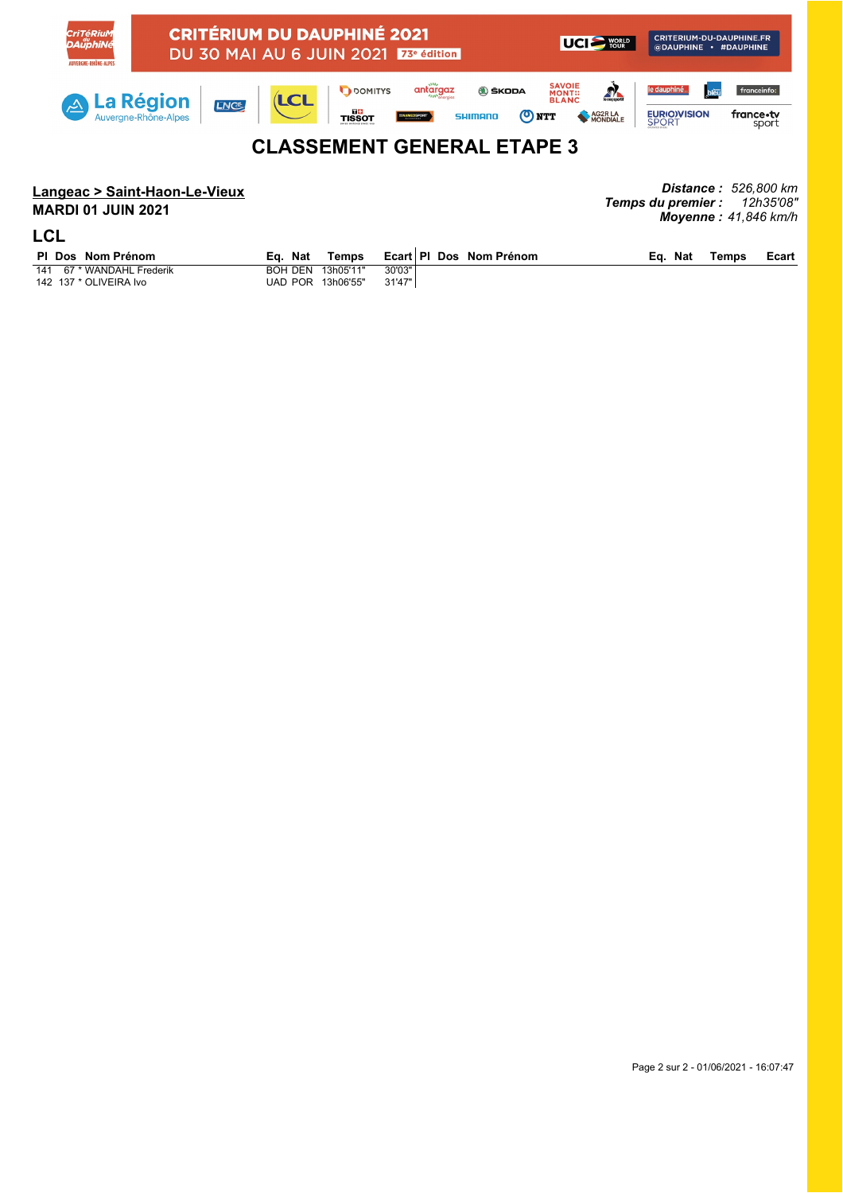CRITÉRIUM DU DAUPHINÉ 2021
DU 30 MAI AU 6 JUIN 2021 73e édition

# CLASSEMENT GENERAL ETAPE 3

**Langeac > Saint-Haon-Le-Vieux**
**MARDI 01 JUIN 2021**

***Distance :*** *526,800 km*
***Temps du premier :*** *12h35'08"*
***Moyenne :*** *41,846 km/h*

## LCL

| Pl | Dos | Nom Prénom | Eq. | Nat | Temps | Ecart | Pl | Dos | Nom Prénom | Eq. | Nat | Temps | Ecart |
|---|---|---|---|---|---|---|---|---|---|---|---|---|---|
| 141 | 67 | * WANDAHL Frederik | BOH | DEN | 13h05'11" | 30'03" | | | | | | | |
| 142 | 137 | * OLIVEIRA Ivo | UAD | POR | 13h06'55" | 31'47" | | | | | | | |

01/06/2021 - 16:07:47